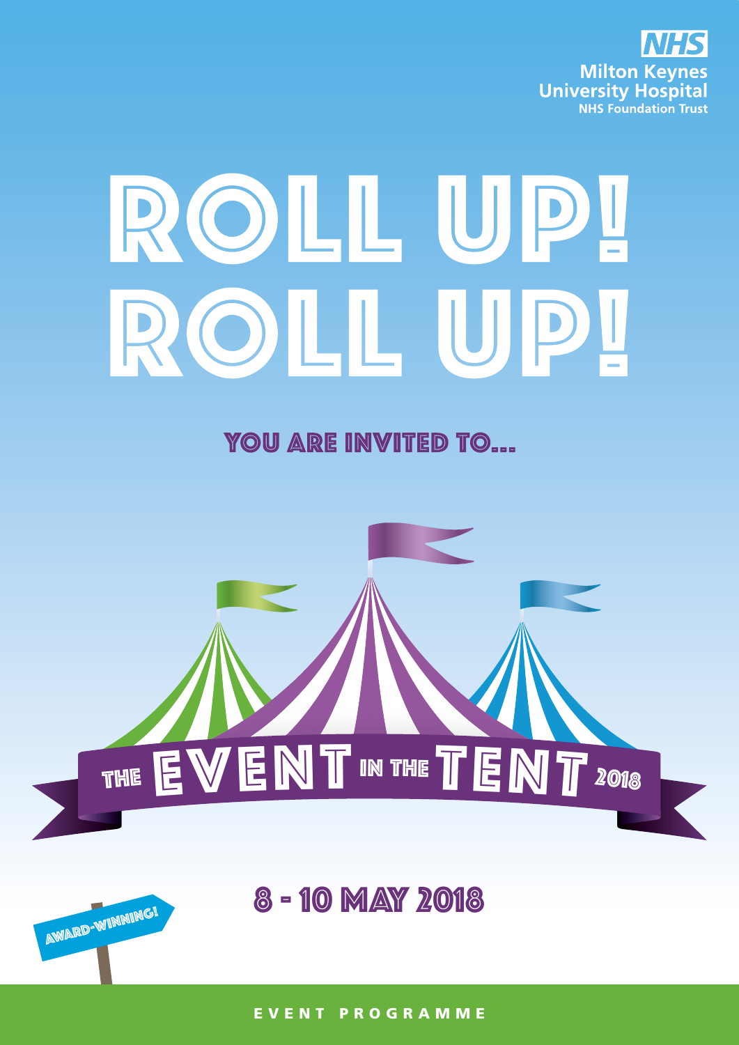**NHS**
**Milton Keynes University Hospital**
NHS Foundation Trust

# ROLL UP! ROLL UP!

## YOU ARE INVITED TO...

# THE EVENT IN THE TENT 2018

## 8 - 10 MAY 2018

AWARD-WINNING!

EVENT PROGRAMME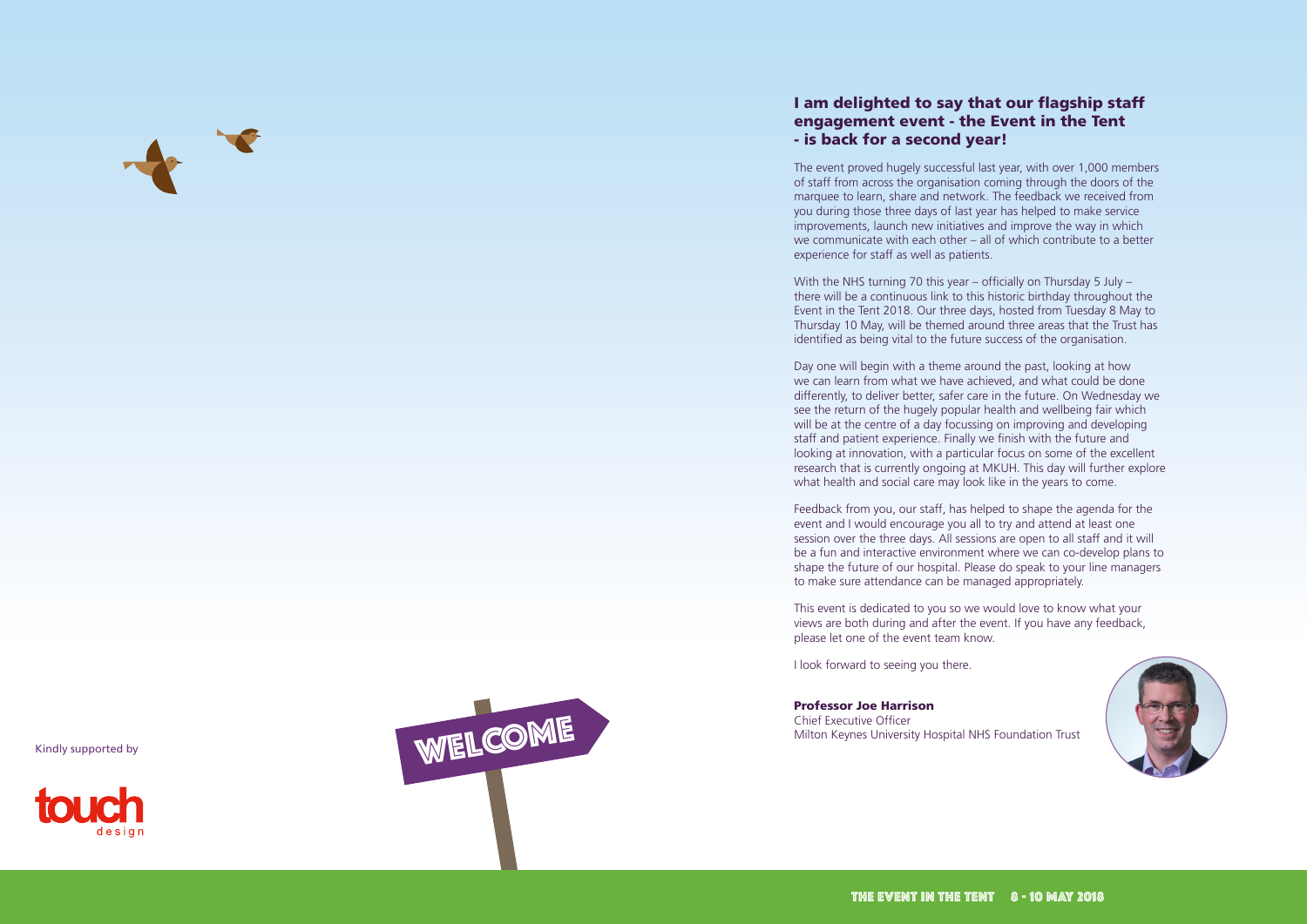Kindly supported by

WELCOME

## I am delighted to say that our flagship staff engagement event - the Event in the Tent - is back for a second year!

The event proved hugely successful last year, with over 1,000 members of staff from across the organisation coming through the doors of the marquee to learn, share and network. The feedback we received from you during those three days of last year has helped to make service improvements, launch new initiatives and improve the way in which we communicate with each other – all of which contribute to a better experience for staff as well as patients.

With the NHS turning 70 this year – officially on Thursday 5 July – there will be a continuous link to this historic birthday throughout the Event in the Tent 2018. Our three days, hosted from Tuesday 8 May to Thursday 10 May, will be themed around three areas that the Trust has identified as being vital to the future success of the organisation.

Day one will begin with a theme around the past, looking at how we can learn from what we have achieved, and what could be done differently, to deliver better, safer care in the future. On Wednesday we see the return of the hugely popular health and wellbeing fair which will be at the centre of a day focussing on improving and developing staff and patient experience. Finally we finish with the future and looking at innovation, with a particular focus on some of the excellent research that is currently ongoing at MKUH. This day will further explore what health and social care may look like in the years to come.

Feedback from you, our staff, has helped to shape the agenda for the event and I would encourage you all to try and attend at least one session over the three days. All sessions are open to all staff and it will be a fun and interactive environment where we can co-develop plans to shape the future of our hospital. Please do speak to your line managers to make sure attendance can be managed appropriately.

This event is dedicated to you so we would love to know what your views are both during and after the event. If you have any feedback, please let one of the event team know.

I look forward to seeing you there.

**Professor Joe Harrison**
Chief Executive Officer
Milton Keynes University Hospital NHS Foundation Trust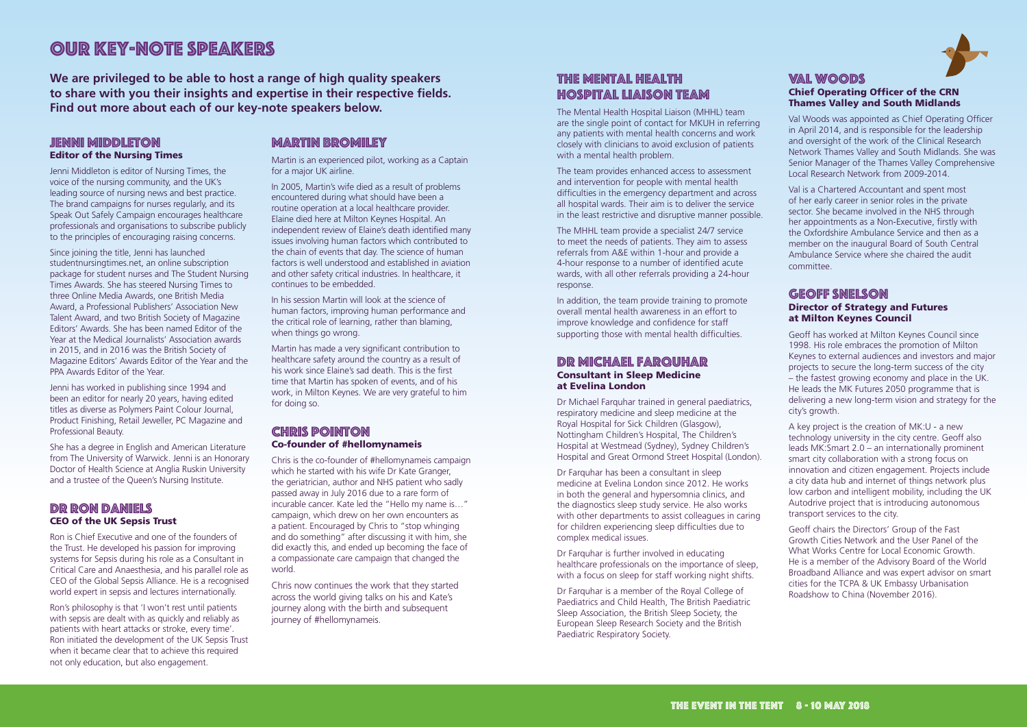# OUR KEY-NOTE SPEAKERS

**We are privileged to be able to host a range of high quality speakers to share with you their insights and expertise in their respective fields. Find out more about each of our key-note speakers below.**

## JENNI MIDDLETON

**Editor of the Nursing Times**

Jenni Middleton is editor of Nursing Times, the voice of the nursing community, and the UK's leading source of nursing news and best practice. The brand campaigns for nurses regularly, and its Speak Out Safely Campaign encourages healthcare professionals and organisations to subscribe publicly to the principles of encouraging raising concerns.

Since joining the title, Jenni has launched studentnursingtimes.net, an online subscription package for student nurses and The Student Nursing Times Awards. She has steered Nursing Times to three Online Media Awards, one British Media Award, a Professional Publishers' Association New Talent Award, and two British Society of Magazine Editors' Awards. She has been named Editor of the Year at the Medical Journalists' Association awards in 2015, and in 2016 was the British Society of Magazine Editors' Awards Editor of the Year and the PPA Awards Editor of the Year.

Jenni has worked in publishing since 1994 and been an editor for nearly 20 years, having edited titles as diverse as Polymers Paint Colour Journal, Product Finishing, Retail Jeweller, PC Magazine and Professional Beauty.

She has a degree in English and American Literature from The University of Warwick. Jenni is an Honorary Doctor of Health Science at Anglia Ruskin University and a trustee of the Queen's Nursing Institute.

## DR RON DANIELS

**CEO of the UK Sepsis Trust**

Ron is Chief Executive and one of the founders of the Trust. He developed his passion for improving systems for Sepsis during his role as a Consultant in Critical Care and Anaesthesia, and his parallel role as CEO of the Global Sepsis Alliance. He is a recognised world expert in sepsis and lectures internationally.

Ron's philosophy is that 'I won't rest until patients with sepsis are dealt with as quickly and reliably as patients with heart attacks or stroke, every time'. Ron initiated the development of the UK Sepsis Trust when it became clear that to achieve this required not only education, but also engagement.

## MARTIN BROMILEY

Martin is an experienced pilot, working as a Captain for a major UK airline.

In 2005, Martin's wife died as a result of problems encountered during what should have been a routine operation at a local healthcare provider. Elaine died here at Milton Keynes Hospital. An independent review of Elaine's death identified many issues involving human factors which contributed to the chain of events that day. The science of human factors is well understood and established in aviation and other safety critical industries. In healthcare, it continues to be embedded.

In his session Martin will look at the science of human factors, improving human performance and the critical role of learning, rather than blaming, when things go wrong.

Martin has made a very significant contribution to healthcare safety around the country as a result of his work since Elaine's sad death. This is the first time that Martin has spoken of events, and of his work, in Milton Keynes. We are very grateful to him for doing so.

## CHRIS POINTON

**Co-founder of #hellomynameis**

Chris is the co-founder of #hellomynameis campaign which he started with his wife Dr Kate Granger, the geriatrician, author and NHS patient who sadly passed away in July 2016 due to a rare form of incurable cancer. Kate led the "Hello my name is…" campaign, which drew on her own encounters as a patient. Encouraged by Chris to "stop whinging and do something" after discussing it with him, she did exactly this, and ended up becoming the face of a compassionate care campaign that changed the world.

Chris now continues the work that they started across the world giving talks on his and Kate's journey along with the birth and subsequent journey of #hellomynameis.

## THE MENTAL HEALTH HOSPITAL LIAISON TEAM

The Mental Health Hospital Liaison (MHHL) team are the single point of contact for MKUH in referring any patients with mental health concerns and work closely with clinicians to avoid exclusion of patients with a mental health problem.

The team provides enhanced access to assessment and intervention for people with mental health difficulties in the emergency department and across all hospital wards. Their aim is to deliver the service in the least restrictive and disruptive manner possible.

The MHHL team provide a specialist 24/7 service to meet the needs of patients. They aim to assess referrals from A&E within 1-hour and provide a 4-hour response to a number of identified acute wards, with all other referrals providing a 24-hour response.

In addition, the team provide training to promote overall mental health awareness in an effort to improve knowledge and confidence for staff supporting those with mental health difficulties.

## DR MICHAEL FARQUHAR

**Consultant in Sleep Medicine at Evelina London**

Dr Michael Farquhar trained in general paediatrics, respiratory medicine and sleep medicine at the Royal Hospital for Sick Children (Glasgow), Nottingham Children's Hospital, The Children's Hospital at Westmead (Sydney), Sydney Children's Hospital and Great Ormond Street Hospital (London).

Dr Farquhar has been a consultant in sleep medicine at Evelina London since 2012. He works in both the general and hypersomnia clinics, and the diagnostics sleep study service. He also works with other departments to assist colleagues in caring for children experiencing sleep difficulties due to complex medical issues.

Dr Farquhar is further involved in educating healthcare professionals on the importance of sleep, with a focus on sleep for staff working night shifts.

Dr Farquhar is a member of the Royal College of Paediatrics and Child Health, The British Paediatric Sleep Association, the British Sleep Society, the European Sleep Research Society and the British Paediatric Respiratory Society.

## VAL WOODS

**Chief Operating Officer of the CRN Thames Valley and South Midlands**

Val Woods was appointed as Chief Operating Officer in April 2014, and is responsible for the leadership and oversight of the work of the Clinical Research Network Thames Valley and South Midlands. She was Senior Manager of the Thames Valley Comprehensive Local Research Network from 2009-2014.

Val is a Chartered Accountant and spent most of her early career in senior roles in the private sector. She became involved in the NHS through her appointments as a Non-Executive, firstly with the Oxfordshire Ambulance Service and then as a member on the inaugural Board of South Central Ambulance Service where she chaired the audit committee.

## GEOFF SNELSON

**Director of Strategy and Futures at Milton Keynes Council**

Geoff has worked at Milton Keynes Council since 1998. His role embraces the promotion of Milton Keynes to external audiences and investors and major projects to secure the long-term success of the city – the fastest growing economy and place in the UK. He leads the MK Futures 2050 programme that is delivering a new long-term vision and strategy for the city's growth.

A key project is the creation of MK:U - a new technology university in the city centre. Geoff also leads MK:Smart 2.0 – an internationally prominent smart city collaboration with a strong focus on innovation and citizen engagement. Projects include a city data hub and internet of things network plus low carbon and intelligent mobility, including the UK Autodrive project that is introducing autonomous transport services to the city.

Geoff chairs the Directors' Group of the Fast Growth Cities Network and the User Panel of the What Works Centre for Local Economic Growth. He is a member of the Advisory Board of the World Broadband Alliance and was expert advisor on smart cities for the TCPA & UK Embassy Urbanisation Roadshow to China (November 2016).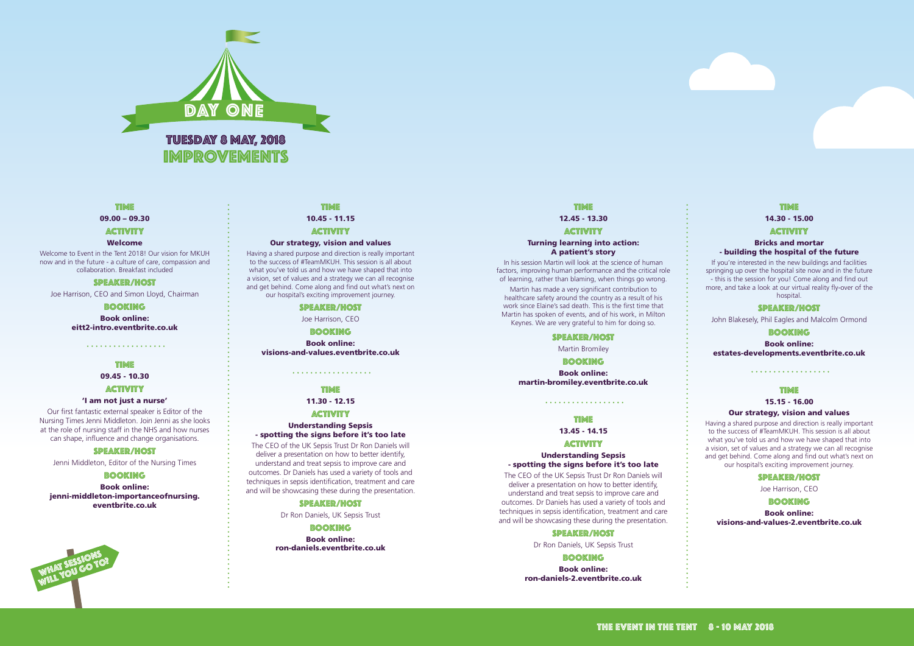# DAY ONE

## TUESDAY 8 MAY, 2018

## IMPROVEMENTS

### TIME

09.00 – 09.30

### ACTIVITY

**Welcome**

Welcome to Event in the Tent 2018! Our vision for MKUH now and in the future - a culture of care, compassion and collaboration. Breakfast included

### SPEAKER/HOST

Joe Harrison, CEO and Simon Lloyd, Chairman

### BOOKING

**Book online:**
**eitt2-intro.eventbrite.co.uk**

### TIME

09.45 - 10.30

### ACTIVITY

**'I am not just a nurse'**

Our first fantastic external speaker is Editor of the Nursing Times Jenni Middleton. Join Jenni as she looks at the role of nursing staff in the NHS and how nurses can shape, influence and change organisations.

### SPEAKER/HOST

Jenni Middleton, Editor of the Nursing Times

### BOOKING

**Book online:**
**jenni-middleton-importanceofnursing.eventbrite.co.uk**

WHAT SESSIONS WILL YOU GO TO?

### TIME

10.45 - 11.15

### ACTIVITY

**Our strategy, vision and values**

Having a shared purpose and direction is really important to the success of #TeamMKUH. This session is all about what you've told us and how we have shaped that into a vision, set of values and a strategy we can all recognise and get behind. Come along and find out what's next on our hospital's exciting improvement journey.

### SPEAKER/HOST

Joe Harrison, CEO

### BOOKING

**Book online:**
**visions-and-values.eventbrite.co.uk**

### TIME

11.30 - 12.15

### ACTIVITY

**Understanding Sepsis - spotting the signs before it's too late**

The CEO of the UK Sepsis Trust Dr Ron Daniels will deliver a presentation on how to better identify, understand and treat sepsis to improve care and outcomes. Dr Daniels has used a variety of tools and techniques in sepsis identification, treatment and care and will be showcasing these during the presentation.

### SPEAKER/HOST

Dr Ron Daniels, UK Sepsis Trust

### BOOKING

**Book online:**
**ron-daniels.eventbrite.co.uk**

### TIME

12.45 - 13.30

### ACTIVITY

**Turning learning into action: A patient's story**

In his session Martin will look at the science of human factors, improving human performance and the critical role of learning, rather than blaming, when things go wrong.

Martin has made a very significant contribution to healthcare safety around the country as a result of his work since Elaine's sad death. This is the first time that Martin has spoken of events, and of his work, in Milton Keynes. We are very grateful to him for doing so.

### SPEAKER/HOST

Martin Bromiley

### BOOKING

**Book online:**
**martin-bromiley.eventbrite.co.uk**

### TIME

13.45 - 14.15

### ACTIVITY

**Understanding Sepsis - spotting the signs before it's too late**

The CEO of the UK Sepsis Trust Dr Ron Daniels will deliver a presentation on how to better identify, understand and treat sepsis to improve care and outcomes. Dr Daniels has used a variety of tools and techniques in sepsis identification, treatment and care and will be showcasing these during the presentation.

### SPEAKER/HOST

Dr Ron Daniels, UK Sepsis Trust

### BOOKING

**Book online:**
**ron-daniels-2.eventbrite.co.uk**

### TIME

14.30 - 15.00

### ACTIVITY

**Bricks and mortar - building the hospital of the future**

If you're interested in the new buildings and facilities springing up over the hospital site now and in the future - this is the session for you! Come along and find out more, and take a look at our virtual reality fly-over of the hospital.

### SPEAKER/HOST

John Blakesely, Phil Eagles and Malcolm Ormond

### BOOKING

**Book online:**
**estates-developments.eventbrite.co.uk**

### TIME

15.15 - 16.00

**Our strategy, vision and values**

Having a shared purpose and direction is really important to the success of #TeamMKUH. This session is all about what you've told us and how we have shaped that into a vision, set of values and a strategy we can all recognise and get behind. Come along and find out what's next on our hospital's exciting improvement journey.

### SPEAKER/HOST

Joe Harrison, CEO

### BOOKING

**Book online:**
**visions-and-values-2.eventbrite.co.uk**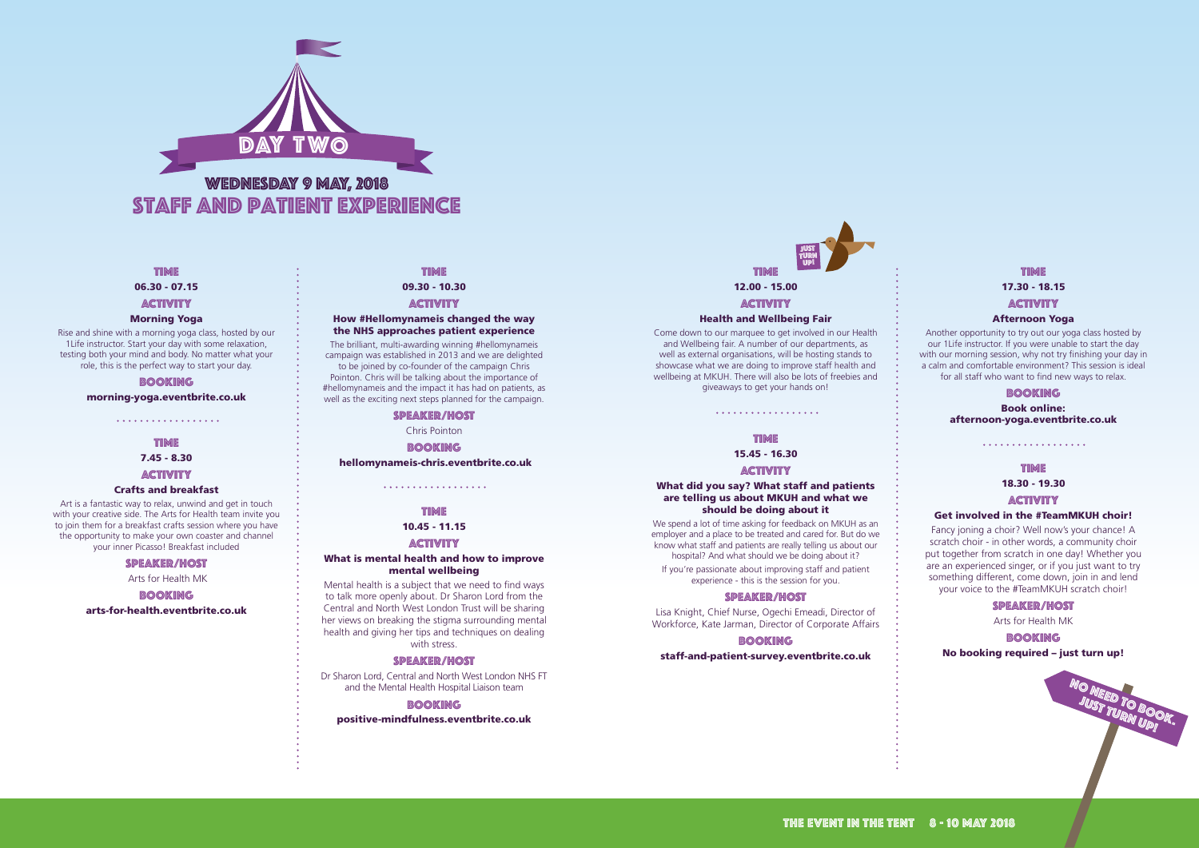# DAY TWO

## WEDNESDAY 9 MAY, 2018

## STAFF AND PATIENT EXPERIENCE

### TIME
06.30 - 07.15

### ACTIVITY
**Morning Yoga**

Rise and shine with a morning yoga class, hosted by our 1Life instructor. Start your day with some relaxation, testing both your mind and body. No matter what your role, this is the perfect way to start your day.

### BOOKING
**morning-yoga.eventbrite.co.uk**

### TIME
7.45 - 8.30

### ACTIVITY
**Crafts and breakfast**

Art is a fantastic way to relax, unwind and get in touch with your creative side. The Arts for Health team invite you to join them for a breakfast crafts session where you have the opportunity to make your own coaster and channel your inner Picasso! Breakfast included

### SPEAKER/HOST
Arts for Health MK

### BOOKING
**arts-for-health.eventbrite.co.uk**

### TIME
09.30 - 10.30

### ACTIVITY
**How #Hellomynameis changed the way the NHS approaches patient experience**

The brilliant, multi-awarding winning #hellomynameis campaign was established in 2013 and we are delighted to be joined by co-founder of the campaign Chris Pointon. Chris will be talking about the importance of #hellomynameis and the impact it has had on patients, as well as the exciting next steps planned for the campaign.

### SPEAKER/HOST
Chris Pointon

### BOOKING
**hellomynameis-chris.eventbrite.co.uk**

### TIME
10.45 - 11.15

### ACTIVITY
**What is mental health and how to improve mental wellbeing**

Mental health is a subject that we need to find ways to talk more openly about. Dr Sharon Lord from the Central and North West London Trust will be sharing her views on breaking the stigma surrounding mental health and giving her tips and techniques on dealing with stress.

### SPEAKER/HOST
Dr Sharon Lord, Central and North West London NHS FT and the Mental Health Hospital Liaison team

### BOOKING
**positive-mindfulness.eventbrite.co.uk**

### TIME
12.00 - 15.00

JUST TURN UP!

### ACTIVITY
**Health and Wellbeing Fair**

Come down to our marquee to get involved in our Health and Wellbeing fair. A number of our departments, as well as external organisations, will be hosting stands to showcase what we are doing to improve staff health and wellbeing at MKUH. There will also be lots of freebies and giveaways to get your hands on!

### TIME
15.45 - 16.30

### ACTIVITY
**What did you say? What staff and patients are telling us about MKUH and what we should be doing about it**

We spend a lot of time asking for feedback on MKUH as an employer and a place to be treated and cared for. But do we know what staff and patients are really telling us about our hospital? And what should we be doing about it?

If you're passionate about improving staff and patient experience - this is the session for you.

### SPEAKER/HOST
Lisa Knight, Chief Nurse, Ogechi Emeadi, Director of Workforce, Kate Jarman, Director of Corporate Affairs

### BOOKING
**staff-and-patient-survey.eventbrite.co.uk**

### TIME
17.30 - 18.15

### ACTIVITY
**Afternoon Yoga**

Another opportunity to try out our yoga class hosted by our 1Life instructor. If you were unable to start the day with our morning session, why not try finishing your day in a calm and comfortable environment? This session is ideal for all staff who want to find new ways to relax.

### BOOKING
**Book online:**
**afternoon-yoga.eventbrite.co.uk**

### TIME
18.30 - 19.30

### ACTIVITY
**Get involved in the #TeamMKUH choir!**

Fancy joning a choir? Well now's your chance! A scratch choir - in other words, a community choir put together from scratch in one day! Whether you are an experienced singer, or if you just want to try something different, come down, join in and lend your voice to the #TeamMKUH scratch choir!

### SPEAKER/HOST
Arts for Health MK

### BOOKING
**No booking required – just turn up!**

NO NEED TO BOOK. JUST TURN UP!

THE EVENT IN THE TENT 8 - 10 MAY 2018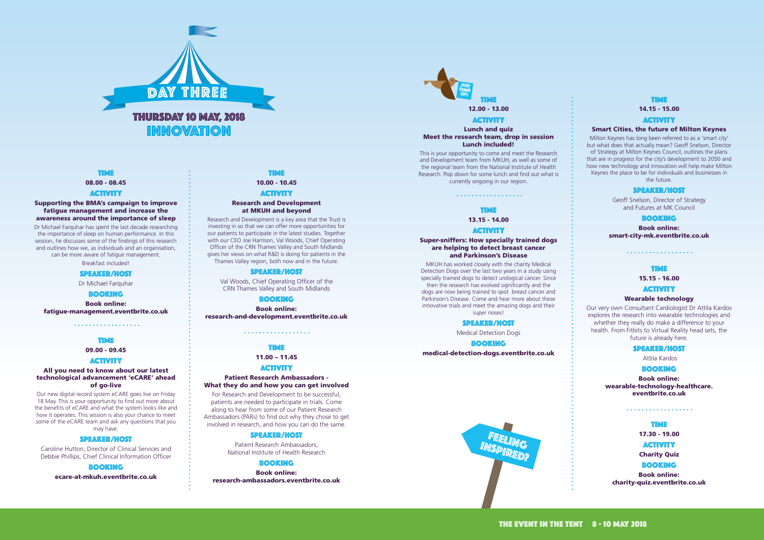# DAY THREE

## THURSDAY 10 MAY, 2018

## INNOVATION

### TIME
**08.00 - 08.45**

### ACTIVITY
**Supporting the BMA's campaign to improve fatigue management and increase the awareness around the importance of sleep**

Dr Michael Farquhar has spent the last decade researching the importance of sleep on human performance. In this session, he discusses some of the findings of this research and outlines how we, as individuals and an organisation, can be more aware of fatigue management.

Breakfast included!

### SPEAKER/HOST
Dr Michael Farquhar

### BOOKING
**Book online: fatigue-management.eventbrite.co.uk**

### TIME
**09.00 - 09.45**

### ACTIVITY
**All you need to know about our latest technological advancement 'eCARE' ahead of go-live**

Our new digital record system eCARE goes live on Friday 18 May. This is your opportunity to find out more about the benefits of eCARE and what the system looks like and how it operates. This session is also your chance to meet some of the eCARE team and ask any questions that you may have.

### SPEAKER/HOST
Caroline Hutton, Director of Clinical Services and Debbie Phillips, Chief Clinical Information Officer

### BOOKING
**ecare-at-mkuh.eventbrite.co.uk**

### TIME
**10.00 - 10.45**

### ACTIVITY
**Research and Development at MKUH and beyond**

Research and Development is a key area that the Trust is investing in so that we can offer more opportunities for our patients to participate in the latest studies. Together with our CEO Joe Harrison, Val Woods, Chief Operating Officer of the CRN Thames Valley and South Midlands gives her views on what R&D is doing for patients in the Thames Valley region, both now and in the future.

### SPEAKER/HOST
Val Woods, Chief Operating Officer of the CRN Thames Valley and South Midlands

### BOOKING
**Book online: research-and-development.eventbrite.co.uk**

### TIME
**11.00 – 11.45**

### ACTIVITY
**Patient Research Ambassadors - What they do and how you can get involved**

For Research and Development to be successful, patients are needed to participate in trials. Come along to hear from some of our Patient Research Ambassadors (PARs) to find out why they chose to get involved in research, and how you can do the same.

### SPEAKER/HOST
Patient Research Ambassadors, National Institute of Health Research

### BOOKING
**Book online: research-ambassadors.eventbrite.co.uk**

JUST TURN UP!

### TIME
**12.00 - 13.00**

### ACTIVITY
**Lunch and quiz**
**Meet the research team, drop in session**
**Lunch included!**

This is your opportunity to come and meet the Research and Development team from MKUH, as well as some of the regional team from the National Institute of Health Research. Pop down for some lunch and find out what is currently ongoing in our region.

### TIME
**13.15 - 14.00**

### ACTIVITY
**Super-sniffers: How specially trained dogs are helping to detect breast cancer and Parkinson's Disease**

MKUH has worked closely with the charity Medical Detection Dogs over the last two years in a study using specially trained dogs to detect urological cancer. Since then the research has evolved significantly and the dogs are now being trained to spot breast cancer and Parkinson's Disease. Come and hear more about these innovative trials and meet the amazing dogs and their super noses!

### SPEAKER/HOST
Medical Detection Dogs

### BOOKING
**medical-detection-dogs.eventbrite.co.uk**

FEELING INSPIRED?

### TIME
**14.15 - 15.00**

### ACTIVITY
**Smart Cities, the future of Milton Keynes**

Milton Keynes has long been referred to as a 'smart city' but what does that actually mean? Geoff Snelson, Director of Strategy at Milton Keynes Council, outlines the plans that are in progress for the city's development to 2050 and how new technology and innovation will help make Milton Keynes the place to be for individuals and businesses in the future.

### SPEAKER/HOST
Geoff Snelson, Director of Strategy and Futures at MK Council

### BOOKING
**Book online: smart-city-mk.eventbrite.co.uk**

### TIME
**15.15 - 16.00**

### ACTIVITY
**Wearable technology**

Our very own Consultant Cardiologist Dr Attila Kardos explores the research into wearable technologies and whether they really do make a difference to your health. From Fitbits to Virtual Reality head sets, the future is already here.

### SPEAKER/HOST
Attila Kardos

### BOOKING
**Book online: wearable-technology-healthcare.eventbrite.co.uk**

### TIME
**17.30 - 19.00**

### ACTIVITY
**Charity Quiz**

### BOOKING
**Book online: charity-quiz.eventbrite.co.uk**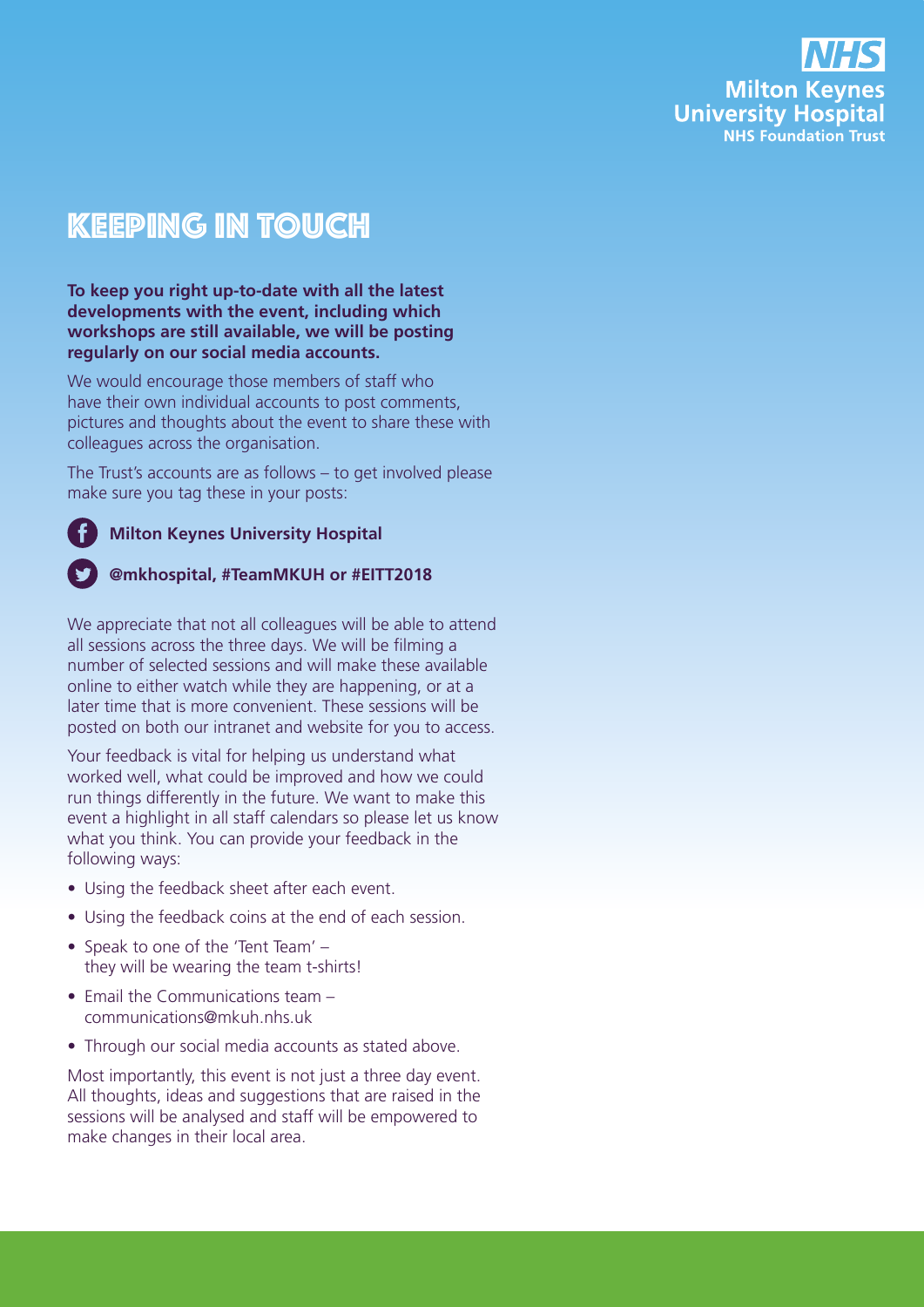Milton Keynes University Hospital
NHS Foundation Trust

# KEEPING IN TOUCH

**To keep you right up-to-date with all the latest developments with the event, including which workshops are still available, we will be posting regularly on our social media accounts.**

We would encourage those members of staff who have their own individual accounts to post comments, pictures and thoughts about the event to share these with colleagues across the organisation.

The Trust's accounts are as follows – to get involved please make sure you tag these in your posts:

**Milton Keynes University Hospital**

**@mkhospital, #TeamMKUH or #EITT2018**

We appreciate that not all colleagues will be able to attend all sessions across the three days. We will be filming a number of selected sessions and will make these available online to either watch while they are happening, or at a later time that is more convenient. These sessions will be posted on both our intranet and website for you to access.

Your feedback is vital for helping us understand what worked well, what could be improved and how we could run things differently in the future. We want to make this event a highlight in all staff calendars so please let us know what you think. You can provide your feedback in the following ways:

- Using the feedback sheet after each event.
- Using the feedback coins at the end of each session.
- Speak to one of the 'Tent Team' – they will be wearing the team t-shirts!
- Email the Communications team – communications@mkuh.nhs.uk
- Through our social media accounts as stated above.

Most importantly, this event is not just a three day event. All thoughts, ideas and suggestions that are raised in the sessions will be analysed and staff will be empowered to make changes in their local area.